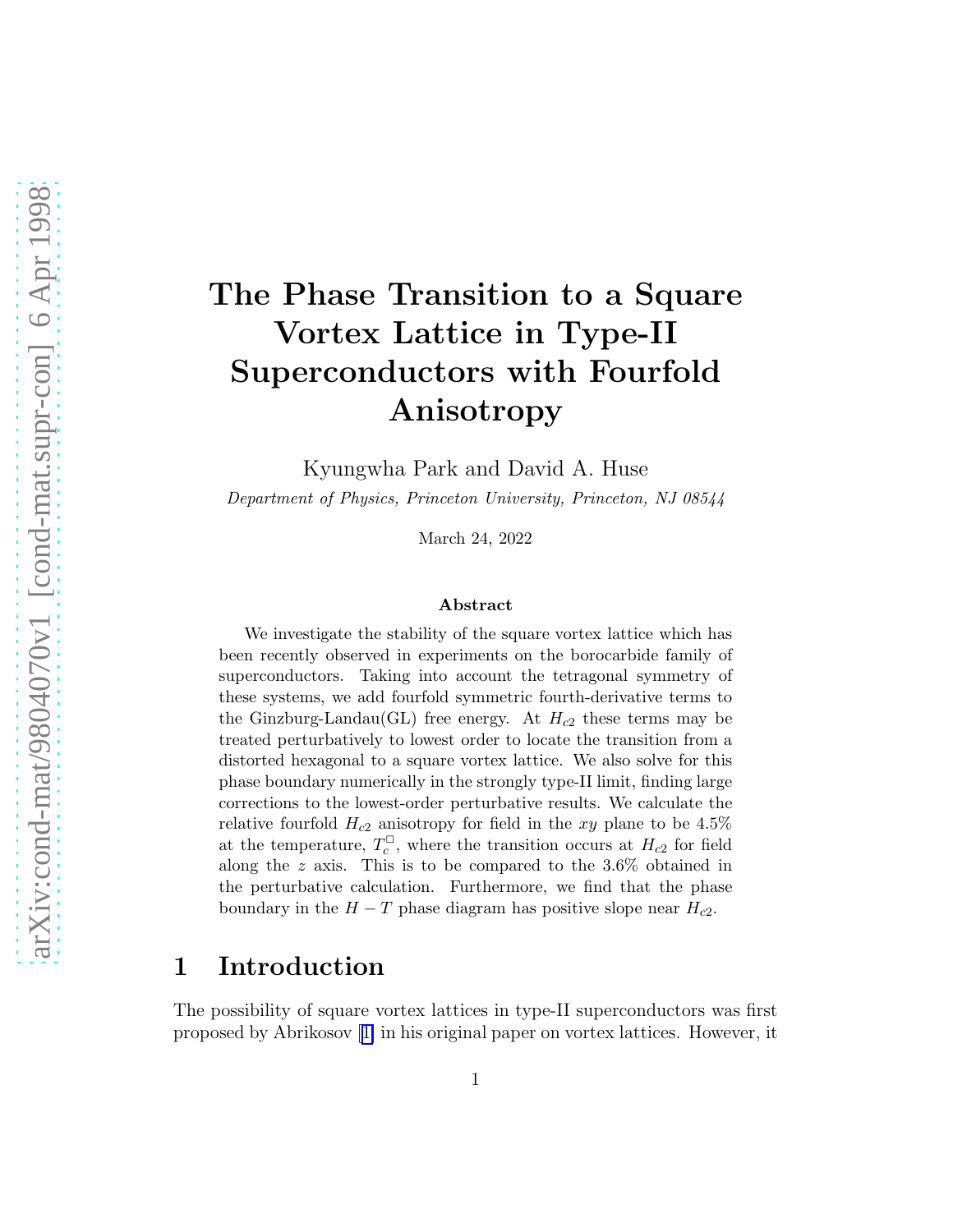# The Phase Transition to a Square Vortex Lattice in Type-II Superconductors with Fourfold Anisotropy

Kyungwha Park and David A. Huse

*Department of Physics, Princeton University, Princeton, NJ 08544*

March 24, 2022

### Abstract

We investigate the stability of the square vortex lattice which has been recently observed in experiments on the borocarbide family of superconductors. Taking into account the tetragonal symmetry of these systems, we add fourfold symmetric fourth-derivative terms to the Ginzburg-Landau(GL) free energy. At $H_{c2}$ these terms may be treated perturbatively to lowest order to locate the transition from a distorted hexagonal to a square vortex lattice. We also solve for this phase boundary numerically in the strongly type-II limit, finding large corrections to the lowest-order perturbative results. We calculate the relative fourfold $H_{c2}$ anisotropy for field in the $xy$ plane to be 4.5% at the temperature, $T_c^{\square}$, where the transition occurs at $H_{c2}$ for field along the $z$ axis. This is to be compared to the 3.6% obtained in the perturbative calculation. Furthermore, we find that the phase boundary in the $H-T$ phase diagram has positive slope near $H_{c2}$.

## 1 Introduction

The possibility of square vortex lattices in type-II superconductors was first proposed by Abrikosov [1] in his original paper on vortex lattices. However, it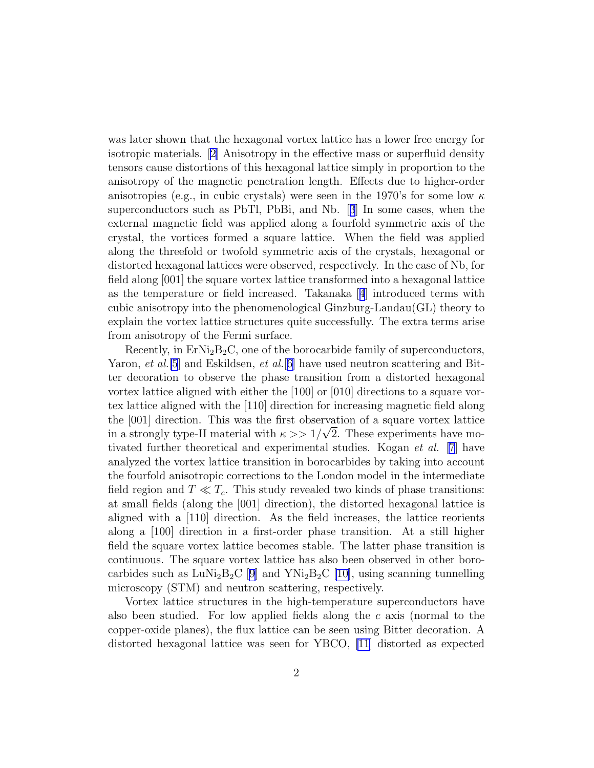was later shown that the hexagonal vortex lattice has a lower free energy for isotropic materials. [2] Anisotropy in the effective mass or superfluid density tensors cause distortions of this hexagonal lattice simply in proportion to the anisotropy of the magnetic penetration length. Effects due to higher-order anisotropies (e.g., in cubic crystals) were seen in the 1970's for some low $\kappa$ superconductors such as PbTl, PbBi, and Nb. [3] In some cases, when the external magnetic field was applied along a fourfold symmetric axis of the crystal, the vortices formed a square lattice. When the field was applied along the threefold or twofold symmetric axis of the crystals, hexagonal or distorted hexagonal lattices were observed, respectively. In the case of Nb, for field along [001] the square vortex lattice transformed into a hexagonal lattice as the temperature or field increased. Takanaka [4] introduced terms with cubic anisotropy into the phenomenological Ginzburg-Landau(GL) theory to explain the vortex lattice structures quite successfully. The extra terms arise from anisotropy of the Fermi surface.

Recently, in $ErNi_2B_2C$, one of the borocarbide family of superconductors, Yaron, *et al.*[5] and Eskildsen, *et al.*[6] have used neutron scattering and Bitter decoration to observe the phase transition from a distorted hexagonal vortex lattice aligned with either the [100] or [010] directions to a square vortex lattice aligned with the [110] direction for increasing magnetic field along the [001] direction. This was the first observation of a square vortex lattice in a strongly type-II material with $\kappa >> 1/\sqrt{2}$. These experiments have motivated further theoretical and experimental studies. Kogan *et al.* [7] have analyzed the vortex lattice transition in borocarbides by taking into account the fourfold anisotropic corrections to the London model in the intermediate field region and $T \ll T_c$. This study revealed two kinds of phase transitions: at small fields (along the [001] direction), the distorted hexagonal lattice is aligned with a [110] direction. As the field increases, the lattice reorients along a [100] direction in a first-order phase transition. At a still higher field the square vortex lattice becomes stable. The latter phase transition is continuous. The square vortex lattice has also been observed in other borocarbides such as $LuNi_2B_2C$ [9] and $YNi_2B_2C$ [10], using scanning tunnelling microscopy (STM) and neutron scattering, respectively.

Vortex lattice structures in the high-temperature superconductors have also been studied. For low applied fields along the $c$ axis (normal to the copper-oxide planes), the flux lattice can be seen using Bitter decoration. A distorted hexagonal lattice was seen for YBCO, [11] distorted as expected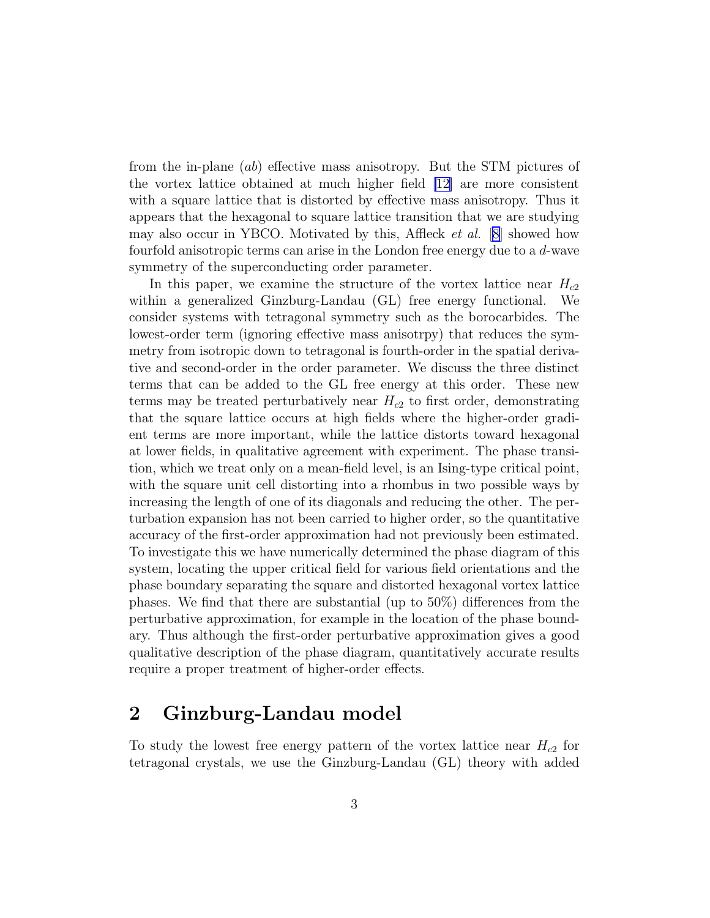from the in-plane ($ab$) effective mass anisotropy. But the STM pictures of the vortex lattice obtained at much higher field [12] are more consistent with a square lattice that is distorted by effective mass anisotropy. Thus it appears that the hexagonal to square lattice transition that we are studying may also occur in YBCO. Motivated by this, Affleck *et al.* [8] showed how fourfold anisotropic terms can arise in the London free energy due to a $d$-wave symmetry of the superconducting order parameter.

In this paper, we examine the structure of the vortex lattice near $H_{c2}$ within a generalized Ginzburg-Landau (GL) free energy functional. We consider systems with tetragonal symmetry such as the borocarbides. The lowest-order term (ignoring effective mass anisotrpy) that reduces the symmetry from isotropic down to tetragonal is fourth-order in the spatial derivative and second-order in the order parameter. We discuss the three distinct terms that can be added to the GL free energy at this order. These new terms may be treated perturbatively near $H_{c2}$ to first order, demonstrating that the square lattice occurs at high fields where the higher-order gradient terms are more important, while the lattice distorts toward hexagonal at lower fields, in qualitative agreement with experiment. The phase transition, which we treat only on a mean-field level, is an Ising-type critical point, with the square unit cell distorting into a rhombus in two possible ways by increasing the length of one of its diagonals and reducing the other. The perturbation expansion has not been carried to higher order, so the quantitative accuracy of the first-order approximation had not previously been estimated. To investigate this we have numerically determined the phase diagram of this system, locating the upper critical field for various field orientations and the phase boundary separating the square and distorted hexagonal vortex lattice phases. We find that there are substantial (up to 50%) differences from the perturbative approximation, for example in the location of the phase boundary. Thus although the first-order perturbative approximation gives a good qualitative description of the phase diagram, quantitatively accurate results require a proper treatment of higher-order effects.

## 2 Ginzburg-Landau model

To study the lowest free energy pattern of the vortex lattice near $H_{c2}$ for tetragonal crystals, we use the Ginzburg-Landau (GL) theory with added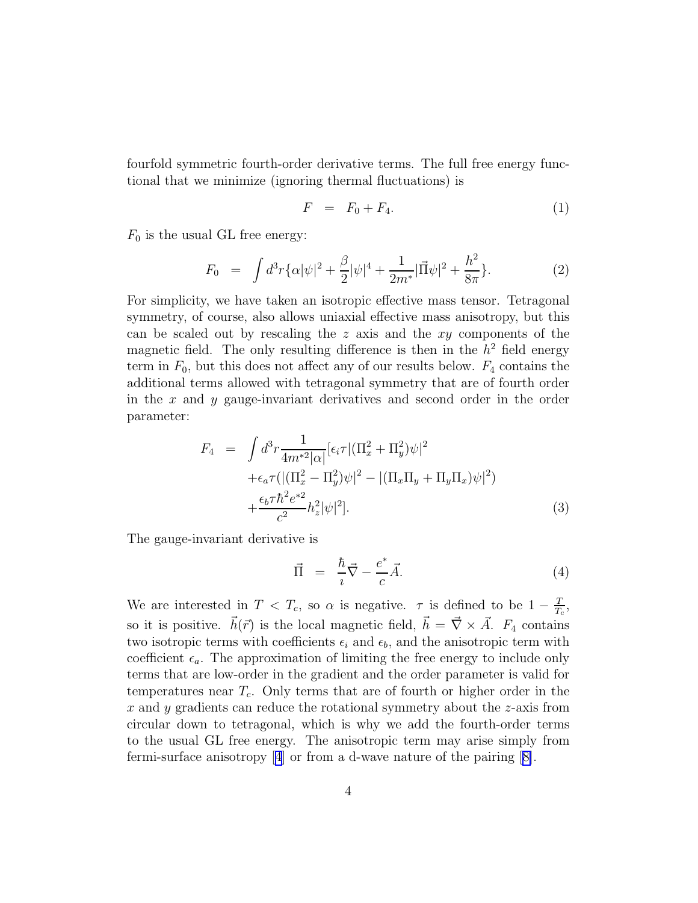fourfold symmetric fourth-order derivative terms. The full free energy functional that we minimize (ignoring thermal fluctuations) is

$$F = F_0 + F_4. \tag{1}$$

$F_0$ is the usual GL free energy:

$$F_0 = \int d^3r \{\alpha|\psi|^2 + \frac{\beta}{2}|\psi|^4 + \frac{1}{2m^*}|\vec{\Pi}\psi|^2 + \frac{h^2}{8\pi}\}. \tag{2}$$

For simplicity, we have taken an isotropic effective mass tensor. Tetragonal symmetry, of course, also allows uniaxial effective mass anisotropy, but this can be scaled out by rescaling the $z$ axis and the $xy$ components of the magnetic field. The only resulting difference is then in the $h^2$ field energy term in $F_0$, but this does not affect any of our results below. $F_4$ contains the additional terms allowed with tetragonal symmetry that are of fourth order in the $x$ and $y$ gauge-invariant derivatives and second order in the order parameter:

$$\begin{aligned} F_4 = & \int d^3r \frac{1}{4m^{*2}|\alpha|}[\epsilon_i\tau|(\Pi_x^2 + \Pi_y^2)\psi|^2 \\ & + \epsilon_a\tau(|(\Pi_x^2 - \Pi_y^2)\psi|^2 - |(\Pi_x\Pi_y + \Pi_y\Pi_x)\psi|^2) \\ & + \frac{\epsilon_b\tau\hbar^2 e^{*2}}{c^2}h_z^2|\psi|^2]. \end{aligned} \tag{3}$$

The gauge-invariant derivative is

$$\vec{\Pi} = \frac{\hbar}{\imath}\vec{\nabla} - \frac{e^*}{c}\vec{A}. \tag{4}$$

We are interested in $T < T_c$, so $\alpha$ is negative. $\tau$ is defined to be $1 - \frac{T}{T_c}$, so it is positive. $\vec{h}(\vec{r})$ is the local magnetic field, $\vec{h} = \vec{\nabla} \times \vec{A}$. $F_4$ contains two isotropic terms with coefficients $\epsilon_i$ and $\epsilon_b$, and the anisotropic term with coefficient $\epsilon_a$. The approximation of limiting the free energy to include only terms that are low-order in the gradient and the order parameter is valid for temperatures near $T_c$. Only terms that are of fourth or higher order in the $x$ and $y$ gradients can reduce the rotational symmetry about the $z$-axis from circular down to tetragonal, which is why we add the fourth-order terms to the usual GL free energy. The anisotropic term may arise simply from fermi-surface anisotropy [4] or from a d-wave nature of the pairing [8].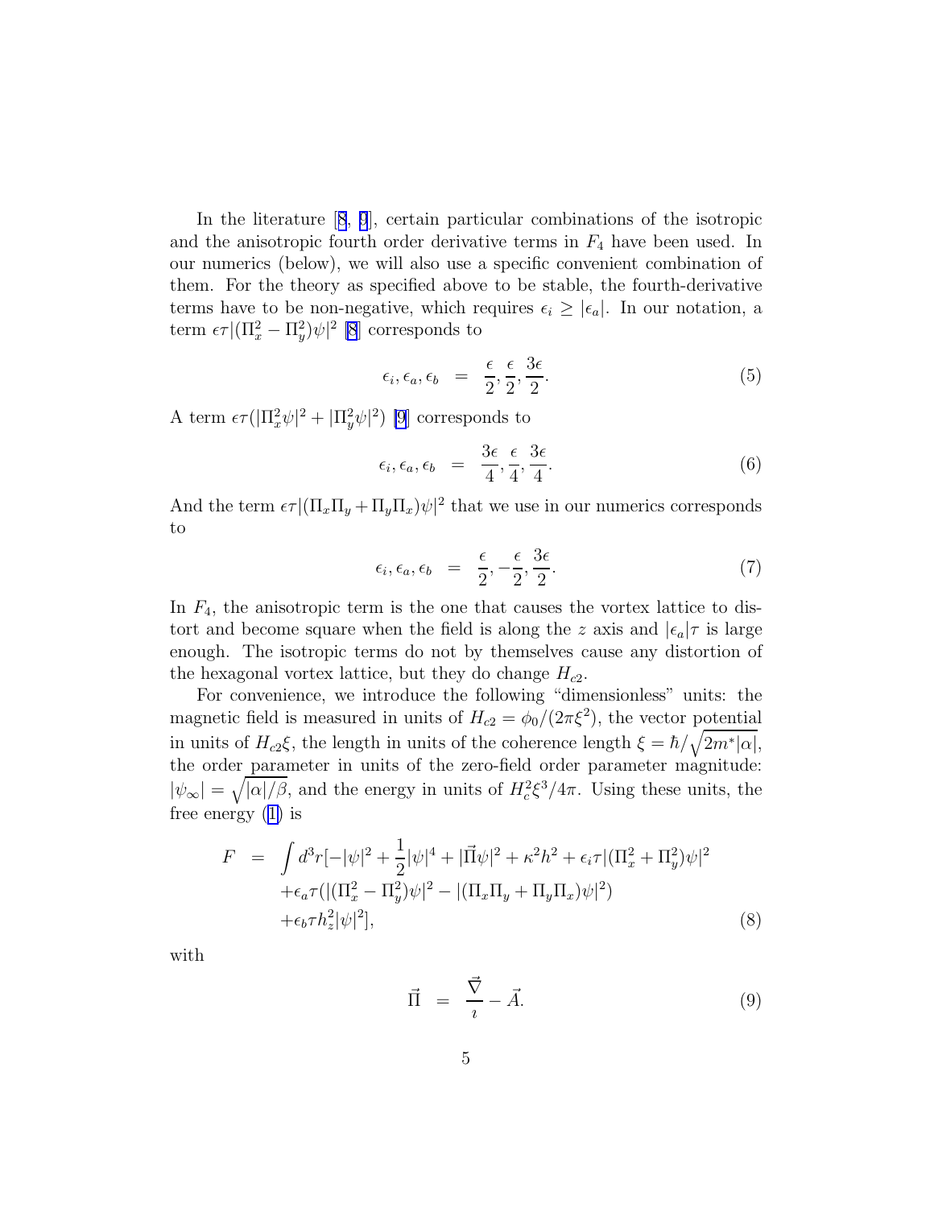In the literature [8, 9], certain particular combinations of the isotropic and the anisotropic fourth order derivative terms in $F_4$ have been used. In our numerics (below), we will also use a specific convenient combination of them. For the theory as specified above to be stable, the fourth-derivative terms have to be non-negative, which requires $\epsilon_i \geq |\epsilon_a|$. In our notation, a term $\epsilon\tau|(\Pi_x^2 - \Pi_y^2)\psi|^2$ [8] corresponds to

$$\epsilon_i, \epsilon_a, \epsilon_b \;\; = \;\; \frac{\epsilon}{2}, \frac{\epsilon}{2}, \frac{3\epsilon}{2}. \tag{5}$$

A term $\epsilon\tau(|\Pi_x^2\psi|^2 + |\Pi_y^2\psi|^2)$ [9] corresponds to

$$\epsilon_i, \epsilon_a, \epsilon_b \;\; = \;\; \frac{3\epsilon}{4}, \frac{\epsilon}{4}, \frac{3\epsilon}{4}. \tag{6}$$

And the term $\epsilon\tau|(\Pi_x\Pi_y + \Pi_y\Pi_x)\psi|^2$ that we use in our numerics corresponds to

$$\epsilon_i, \epsilon_a, \epsilon_b \;\; = \;\; \frac{\epsilon}{2}, -\frac{\epsilon}{2}, \frac{3\epsilon}{2}. \tag{7}$$

In $F_4$, the anisotropic term is the one that causes the vortex lattice to distort and become square when the field is along the $z$ axis and $|\epsilon_a|\tau$ is large enough. The isotropic terms do not by themselves cause any distortion of the hexagonal vortex lattice, but they do change $H_{c2}$.

For convenience, we introduce the following "dimensionless" units: the magnetic field is measured in units of $H_{c2} = \phi_0/(2\pi\xi^2)$, the vector potential in units of $H_{c2}\xi$, the length in units of the coherence length $\xi = \hbar/\sqrt{2m^*|\alpha|}$, the order parameter in units of the zero-field order parameter magnitude: $|\psi_\infty| = \sqrt{|\alpha|/\beta}$, and the energy in units of $H_c^2\xi^3/4\pi$. Using these units, the free energy (1) is

$$\begin{aligned} F \;\; = \;\; & \int d^3r[-|\psi|^2 + \frac{1}{2}|\psi|^4 + |\vec{\Pi}\psi|^2 + \kappa^2 h^2 + \epsilon_i\tau|(\Pi_x^2 + \Pi_y^2)\psi|^2 \\ & + \epsilon_a\tau(|(\Pi_x^2 - \Pi_y^2)\psi|^2 - |(\Pi_x\Pi_y + \Pi_y\Pi_x)\psi|^2) \\ & + \epsilon_b\tau h_z^2|\psi|^2], \end{aligned} \tag{8}$$

with

$$\vec{\Pi} \;\; = \;\; \frac{\vec{\nabla}}{\imath} - \vec{A}. \tag{9}$$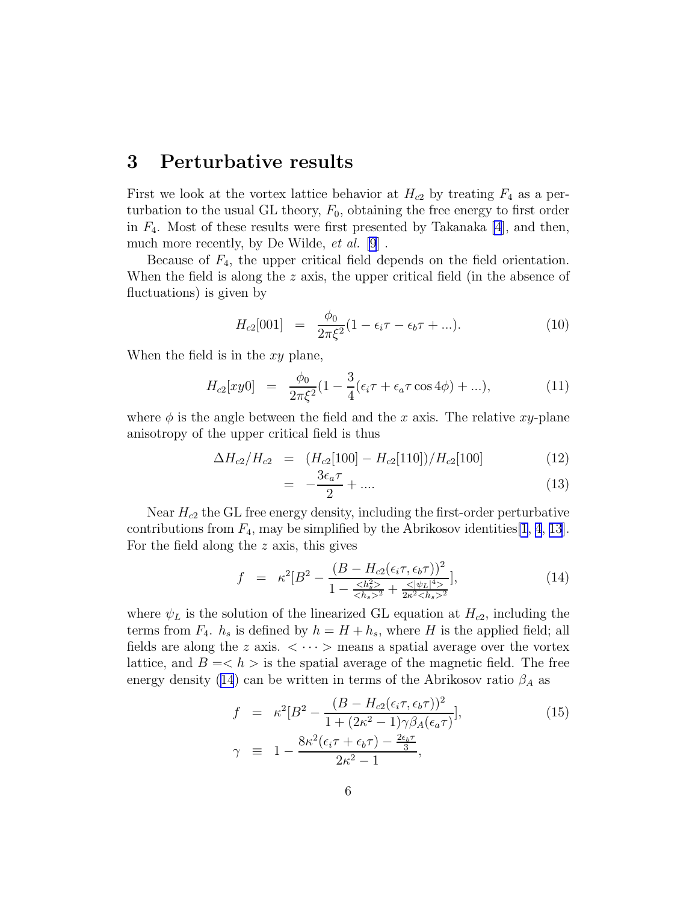## 3 Perturbative results

First we look at the vortex lattice behavior at $H_{c2}$ by treating $F_4$ as a perturbation to the usual GL theory, $F_0$, obtaining the free energy to first order in $F_4$. Most of these results were first presented by Takanaka [4], and then, much more recently, by De Wilde, *et al.* [9] .

Because of $F_4$, the upper critical field depends on the field orientation. When the field is along the $z$ axis, the upper critical field (in the absence of fluctuations) is given by

$$H_{c2}[001] \;=\; \frac{\phi_0}{2\pi\xi^2}(1 - \epsilon_i\tau - \epsilon_b\tau + ...). \tag{10}$$

When the field is in the $xy$ plane,

$$H_{c2}[xy0] \;=\; \frac{\phi_0}{2\pi\xi^2}(1 - \frac{3}{4}(\epsilon_i\tau + \epsilon_a\tau\cos 4\phi) + ...), \tag{11}$$

where $\phi$ is the angle between the field and the $x$ axis. The relative $xy$-plane anisotropy of the upper critical field is thus

$$\Delta H_{c2}/H_{c2} \;=\; (H_{c2}[100] - H_{c2}[110])/H_{c2}[100] \tag{12}$$

$$\;=\; -\frac{3\epsilon_a\tau}{2} + .... \tag{13}$$

Near $H_{c2}$ the GL free energy density, including the first-order perturbative contributions from $F_4$, may be simplified by the Abrikosov identities[1, 4, 13]. For the field along the $z$ axis, this gives

$$f \;=\; \kappa^2[B^2 - \frac{(B - H_{c2}(\epsilon_i\tau, \epsilon_b\tau))^2}{1 - \frac{<h_s^2>}{<h_s>^2} + \frac{<|\psi_L|^4>}{2\kappa^2<h_s>^2}}], \tag{14}$$

where $\psi_L$ is the solution of the linearized GL equation at $H_{c2}$, including the terms from $F_4$. $h_s$ is defined by $h = H + h_s$, where $H$ is the applied field; all fields are along the $z$ axis. $<\cdots>$ means a spatial average over the vortex lattice, and $B = <h>$ is the spatial average of the magnetic field. The free energy density (14) can be written in terms of the Abrikosov ratio $\beta_A$ as

$$f \;=\; \kappa^2[B^2 - \frac{(B - H_{c2}(\epsilon_i\tau, \epsilon_b\tau))^2}{1 + (2\kappa^2 - 1)\gamma\beta_A(\epsilon_a\tau)}], \tag{15}$$

$$\gamma \;\equiv\; 1 - \frac{8\kappa^2(\epsilon_i\tau + \epsilon_b\tau) - \frac{2\epsilon_b\tau}{3}}{2\kappa^2 - 1},$$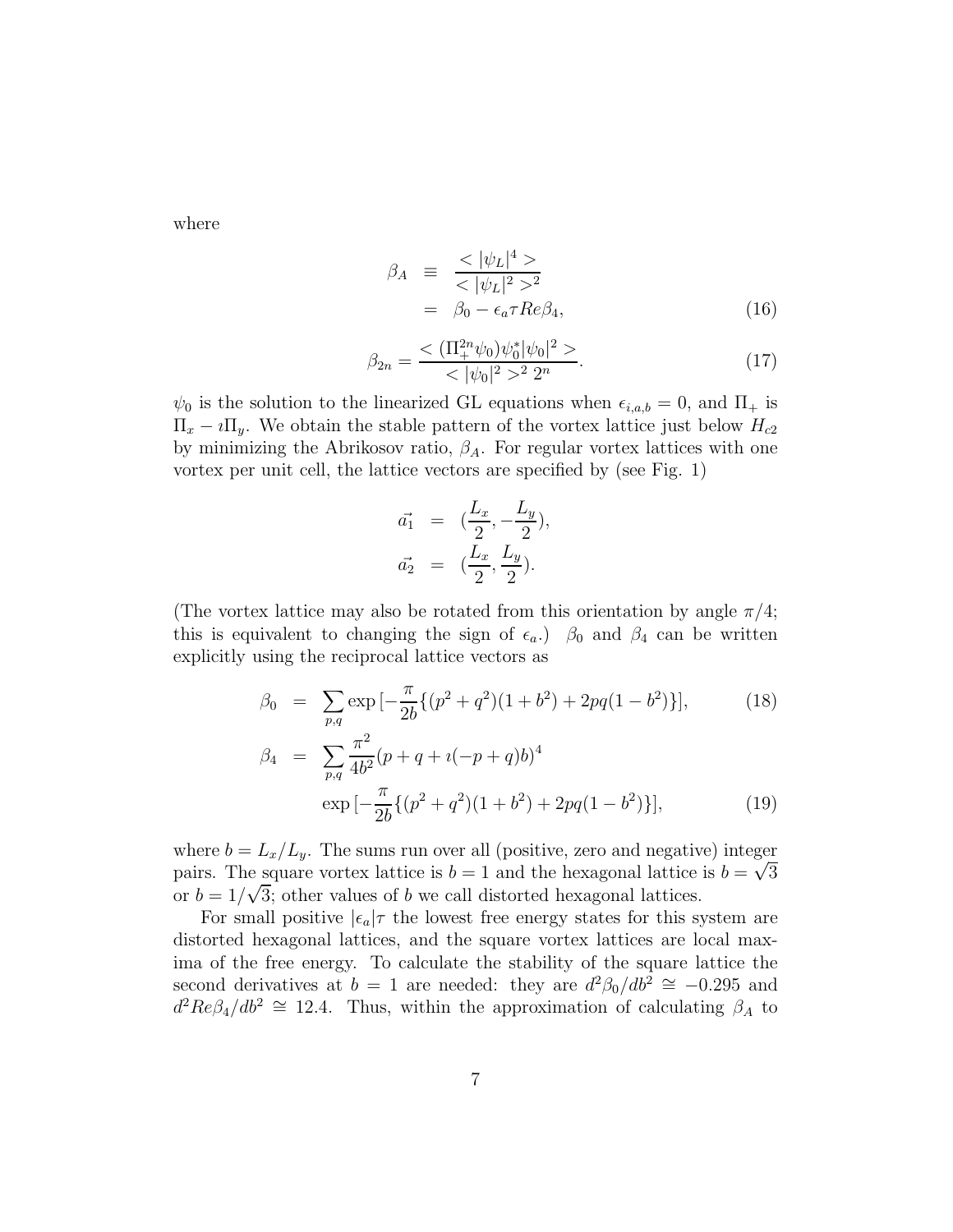where

$$
\begin{aligned}
\beta_A &\equiv \frac{<|\psi_L|^4>}{<|\psi_L|^2>^2} \\
&= \beta_0 - \epsilon_a \tau Re\beta_4,
\end{aligned}
\tag{16}
$$

$$
\beta_{2n} = \frac{<(\Pi_+^{2n}\psi_0)\psi_0^*|\psi_0|^2>}{<|\psi_0|^2>^2\, 2^n}. \tag{17}
$$

$\psi_0$ is the solution to the linearized GL equations when $\epsilon_{i,a,b} = 0$, and $\Pi_+$ is $\Pi_x - \imath\Pi_y$. We obtain the stable pattern of the vortex lattice just below $H_{c2}$ by minimizing the Abrikosov ratio, $\beta_A$. For regular vortex lattices with one vortex per unit cell, the lattice vectors are specified by (see Fig. 1)

$$
\begin{aligned}
\vec{a_1} &= (\frac{L_x}{2}, -\frac{L_y}{2}), \\
\vec{a_2} &= (\frac{L_x}{2}, \frac{L_y}{2}).
\end{aligned}
$$

(The vortex lattice may also be rotated from this orientation by angle $\pi/4$; this is equivalent to changing the sign of $\epsilon_a$.) $\beta_0$ and $\beta_4$ can be written explicitly using the reciprocal lattice vectors as

$$
\beta_0 = \sum_{p,q} \exp\left[-\frac{\pi}{2b}\{(p^2+q^2)(1+b^2) + 2pq(1-b^2)\}\right], \tag{18}
$$

$$
\begin{aligned}
\beta_4 = \sum_{p,q} &\frac{\pi^2}{4b^2}(p+q+\imath(-p+q)b)^4 \\
&\exp\left[-\frac{\pi}{2b}\{(p^2+q^2)(1+b^2) + 2pq(1-b^2)\}\right],
\end{aligned}
\tag{19}
$$

where $b = L_x/L_y$. The sums run over all (positive, zero and negative) integer pairs. The square vortex lattice is $b = 1$ and the hexagonal lattice is $b = \sqrt{3}$ or $b = 1/\sqrt{3}$; other values of $b$ we call distorted hexagonal lattices.

For small positive $|\epsilon_a|\tau$ the lowest free energy states for this system are distorted hexagonal lattices, and the square vortex lattices are local maxima of the free energy. To calculate the stability of the square lattice the second derivatives at $b = 1$ are needed: they are $d^2\beta_0/db^2 \cong -0.295$ and $d^2 Re\beta_4/db^2 \cong 12.4$. Thus, within the approximation of calculating $\beta_A$ to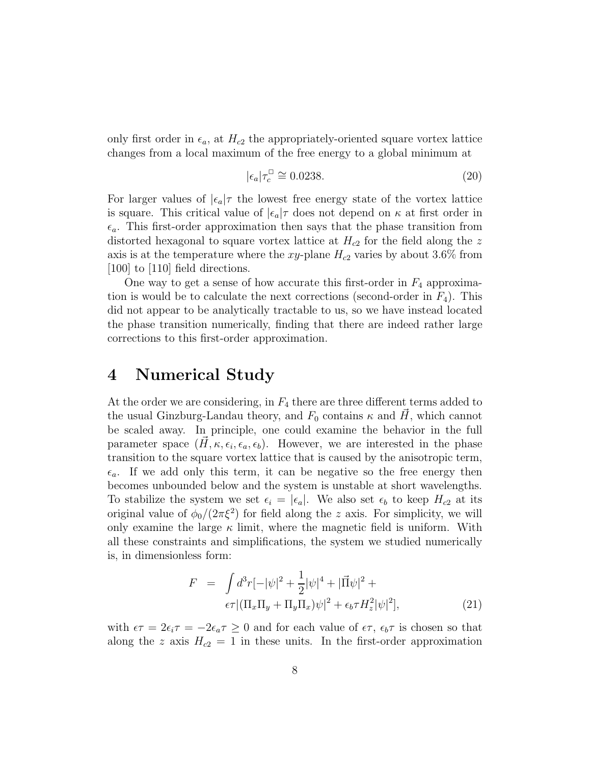only first order in $\epsilon_a$, at $H_{c2}$ the appropriately-oriented square vortex lattice changes from a local maximum of the free energy to a global minimum at

$$|\epsilon_a|\tau_c^{\square} \cong 0.0238. \tag{20}$$

For larger values of $|\epsilon_a|\tau$ the lowest free energy state of the vortex lattice is square. This critical value of $|\epsilon_a|\tau$ does not depend on $\kappa$ at first order in $\epsilon_a$. This first-order approximation then says that the phase transition from distorted hexagonal to square vortex lattice at $H_{c2}$ for the field along the $z$ axis is at the temperature where the $xy$-plane $H_{c2}$ varies by about 3.6% from [100] to [110] field directions.

One way to get a sense of how accurate this first-order in $F_4$ approximation is would be to calculate the next corrections (second-order in $F_4$). This did not appear to be analytically tractable to us, so we have instead located the phase transition numerically, finding that there are indeed rather large corrections to this first-order approximation.

# 4 Numerical Study

At the order we are considering, in $F_4$ there are three different terms added to the usual Ginzburg-Landau theory, and $F_0$ contains $\kappa$ and $\vec{H}$, which cannot be scaled away. In principle, one could examine the behavior in the full parameter space $(\vec{H}, \kappa, \epsilon_i, \epsilon_a, \epsilon_b)$. However, we are interested in the phase transition to the square vortex lattice that is caused by the anisotropic term, $\epsilon_a$. If we add only this term, it can be negative so the free energy then becomes unbounded below and the system is unstable at short wavelengths. To stabilize the system we set $\epsilon_i = |\epsilon_a|$. We also set $\epsilon_b$ to keep $H_{c2}$ at its original value of $\phi_0/(2\pi\xi^2)$ for field along the $z$ axis. For simplicity, we will only examine the large $\kappa$ limit, where the magnetic field is uniform. With all these constraints and simplifications, the system we studied numerically is, in dimensionless form:

$$\begin{aligned} F &= \int d^3r[-|\psi|^2 + \frac{1}{2}|\psi|^4 + |\vec{\Pi}\psi|^2 + \\ &\quad \epsilon\tau|(\Pi_x\Pi_y + \Pi_y\Pi_x)\psi|^2 + \epsilon_b\tau H_z^2|\psi|^2], \end{aligned} \tag{21}$$

with $\epsilon\tau = 2\epsilon_i\tau = -2\epsilon_a\tau \geq 0$ and for each value of $\epsilon\tau$, $\epsilon_b\tau$ is chosen so that along the $z$ axis $H_{c2} = 1$ in these units. In the first-order approximation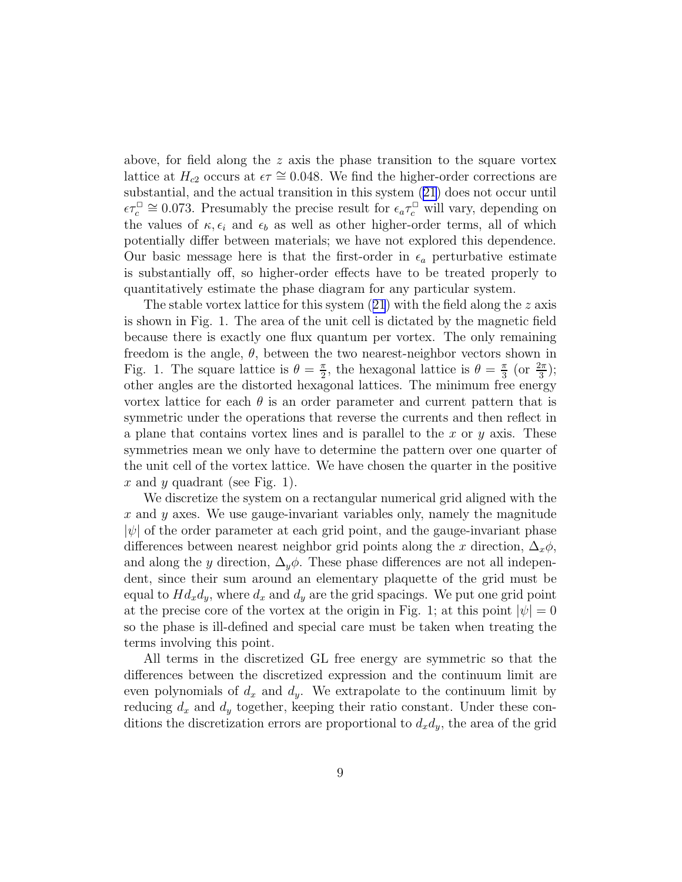above, for field along the $z$ axis the phase transition to the square vortex lattice at $H_{c2}$ occurs at $\epsilon\tau \cong 0.048$. We find the higher-order corrections are substantial, and the actual transition in this system (21) does not occur until $\epsilon\tau_c^{\square} \cong 0.073$. Presumably the precise result for $\epsilon_a\tau_c^{\square}$ will vary, depending on the values of $\kappa, \epsilon_i$ and $\epsilon_b$ as well as other higher-order terms, all of which potentially differ between materials; we have not explored this dependence. Our basic message here is that the first-order in $\epsilon_a$ perturbative estimate is substantially off, so higher-order effects have to be treated properly to quantitatively estimate the phase diagram for any particular system.

The stable vortex lattice for this system (21) with the field along the $z$ axis is shown in Fig. 1. The area of the unit cell is dictated by the magnetic field because there is exactly one flux quantum per vortex. The only remaining freedom is the angle, $\theta$, between the two nearest-neighbor vectors shown in Fig. 1. The square lattice is $\theta = \frac{\pi}{2}$, the hexagonal lattice is $\theta = \frac{\pi}{3}$ (or $\frac{2\pi}{3}$); other angles are the distorted hexagonal lattices. The minimum free energy vortex lattice for each $\theta$ is an order parameter and current pattern that is symmetric under the operations that reverse the currents and then reflect in a plane that contains vortex lines and is parallel to the $x$ or $y$ axis. These symmetries mean we only have to determine the pattern over one quarter of the unit cell of the vortex lattice. We have chosen the quarter in the positive $x$ and $y$ quadrant (see Fig. 1).

We discretize the system on a rectangular numerical grid aligned with the $x$ and $y$ axes. We use gauge-invariant variables only, namely the magnitude $|\psi|$ of the order parameter at each grid point, and the gauge-invariant phase differences between nearest neighbor grid points along the $x$ direction, $\Delta_x\phi$, and along the $y$ direction, $\Delta_y\phi$. These phase differences are not all independent, since their sum around an elementary plaquette of the grid must be equal to $Hd_xd_y$, where $d_x$ and $d_y$ are the grid spacings. We put one grid point at the precise core of the vortex at the origin in Fig. 1; at this point $|\psi| = 0$ so the phase is ill-defined and special care must be taken when treating the terms involving this point.

All terms in the discretized GL free energy are symmetric so that the differences between the discretized expression and the continuum limit are even polynomials of $d_x$ and $d_y$. We extrapolate to the continuum limit by reducing $d_x$ and $d_y$ together, keeping their ratio constant. Under these conditions the discretization errors are proportional to $d_xd_y$, the area of the grid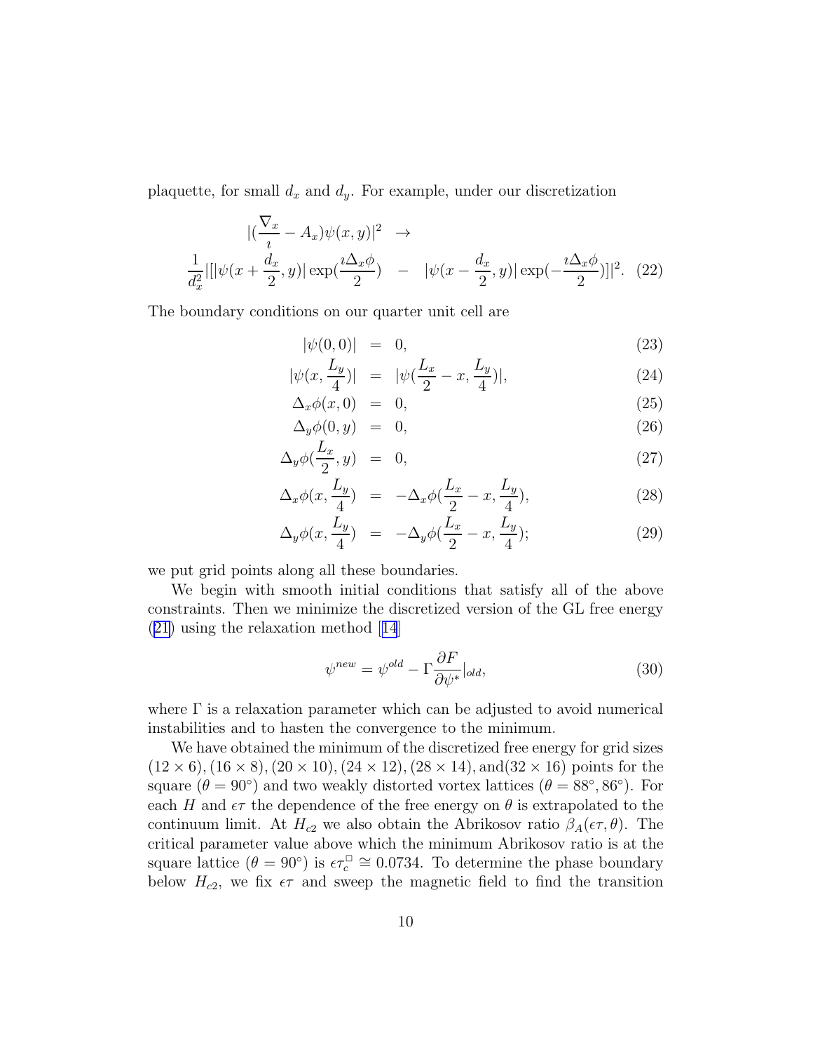plaquette, for small $d_x$ and $d_y$. For example, under our discretization

$$
\begin{aligned}
|(\frac{\nabla_x}{\imath} - A_x)\psi(x,y)|^2 \;\; &\rightarrow \\
\frac{1}{d_x^2}|[|\psi(x+\frac{d_x}{2},y)|\exp(\frac{\imath\Delta_x\phi}{2}) \;\; &- \;\; |\psi(x-\frac{d_x}{2},y)|\exp(-\frac{\imath\Delta_x\phi}{2})]|^2. \quad (22)
\end{aligned}
$$

The boundary conditions on our quarter unit cell are

$$
\begin{aligned}
|\psi(0,0)| &= 0, & (23)\\
|\psi(x,\frac{L_y}{4})| &= |\psi(\frac{L_x}{2}-x,\frac{L_y}{4})|, & (24)\\
\Delta_x\phi(x,0) &= 0, & (25)\\
\Delta_y\phi(0,y) &= 0, & (26)\\
\Delta_y\phi(\frac{L_x}{2},y) &= 0, & (27)\\
\Delta_x\phi(x,\frac{L_y}{4}) &= -\Delta_x\phi(\frac{L_x}{2}-x,\frac{L_y}{4}), & (28)\\
\Delta_y\phi(x,\frac{L_y}{4}) &= -\Delta_y\phi(\frac{L_x}{2}-x,\frac{L_y}{4}); & (29)
\end{aligned}
$$

we put grid points along all these boundaries.

We begin with smooth initial conditions that satisfy all of the above constraints. Then we minimize the discretized version of the GL free energy (21) using the relaxation method [14]

$$
\psi^{new} = \psi^{old} - \Gamma\frac{\partial F}{\partial\psi^*}|_{old}, \quad (30)
$$

where $\Gamma$ is a relaxation parameter which can be adjusted to avoid numerical instabilities and to hasten the convergence to the minimum.

We have obtained the minimum of the discretized free energy for grid sizes $(12\times 6), (16\times 8), (20\times 10), (24\times 12), (28\times 14)$, and $(32\times 16)$ points for the square ($\theta = 90^\circ$) and two weakly distorted vortex lattices ($\theta = 88^\circ, 86^\circ$). For each $H$ and $\epsilon\tau$ the dependence of the free energy on $\theta$ is extrapolated to the continuum limit. At $H_{c2}$ we also obtain the Abrikosov ratio $\beta_A(\epsilon\tau,\theta)$. The critical parameter value above which the minimum Abrikosov ratio is at the square lattice ($\theta = 90^\circ$) is $\epsilon\tau_c^\square \cong 0.0734$. To determine the phase boundary below $H_{c2}$, we fix $\epsilon\tau$ and sweep the magnetic field to find the transition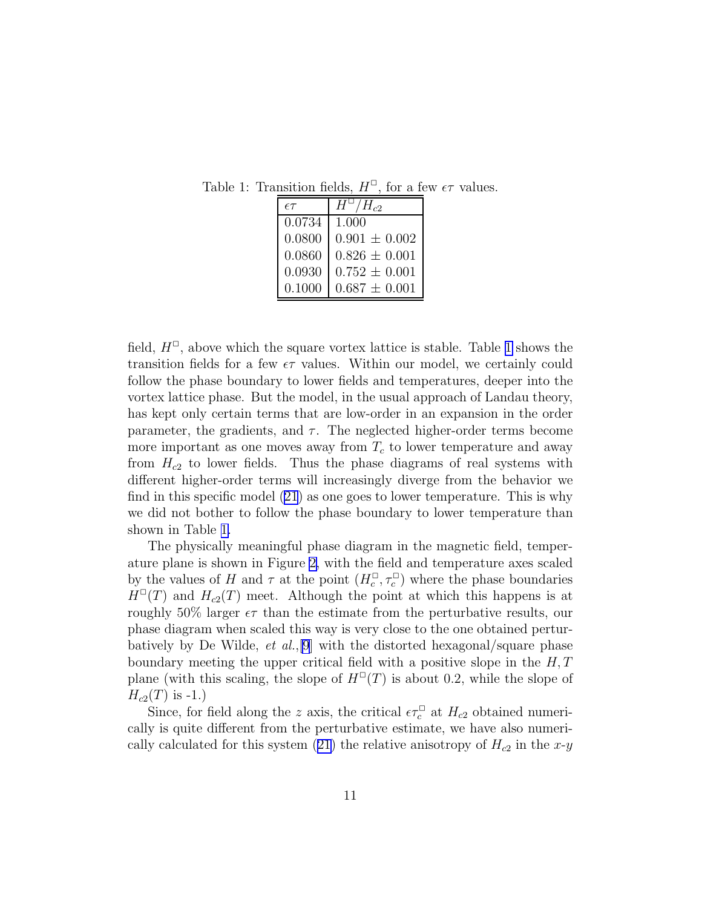Table 1: Transition fields, $H^{\square}$, for a few $\epsilon\tau$ values.

| $\epsilon\tau$ | $H^{\square}/H_{c2}$ |
|---|---|
| 0.0734 | 1.000 |
| 0.0800 | 0.901 $\pm$ 0.002 |
| 0.0860 | 0.826 $\pm$ 0.001 |
| 0.0930 | 0.752 $\pm$ 0.001 |
| 0.1000 | 0.687 $\pm$ 0.001 |

field, $H^{\square}$, above which the square vortex lattice is stable. Table 1 shows the transition fields for a few $\epsilon\tau$ values. Within our model, we certainly could follow the phase boundary to lower fields and temperatures, deeper into the vortex lattice phase. But the model, in the usual approach of Landau theory, has kept only certain terms that are low-order in an expansion in the order parameter, the gradients, and $\tau$. The neglected higher-order terms become more important as one moves away from $T_c$ to lower temperature and away from $H_{c2}$ to lower fields. Thus the phase diagrams of real systems with different higher-order terms will increasingly diverge from the behavior we find in this specific model (21) as one goes to lower temperature. This is why we did not bother to follow the phase boundary to lower temperature than shown in Table 1.

The physically meaningful phase diagram in the magnetic field, temperature plane is shown in Figure 2, with the field and temperature axes scaled by the values of $H$ and $\tau$ at the point $(H_c^{\square}, \tau_c^{\square})$ where the phase boundaries $H^{\square}(T)$ and $H_{c2}(T)$ meet. Although the point at which this happens is at roughly 50% larger $\epsilon\tau$ than the estimate from the perturbative results, our phase diagram when scaled this way is very close to the one obtained perturbatively by De Wilde, *et al.*,[9] with the distorted hexagonal/square phase boundary meeting the upper critical field with a positive slope in the $H, T$ plane (with this scaling, the slope of $H^{\square}(T)$ is about 0.2, while the slope of $H_{c2}(T)$ is -1.)

Since, for field along the $z$ axis, the critical $\epsilon\tau_c^{\square}$ at $H_{c2}$ obtained numerically is quite different from the perturbative estimate, we have also numerically calculated for this system (21) the relative anisotropy of $H_{c2}$ in the $x$-$y$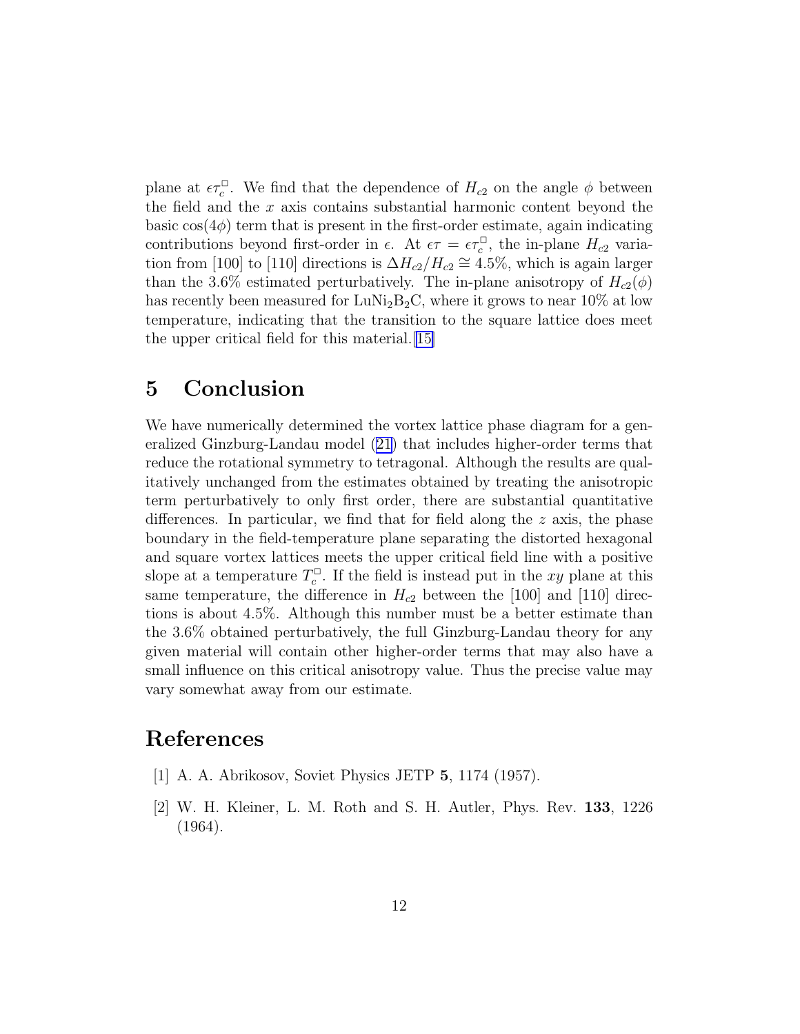plane at $\epsilon\tau_c^\square$. We find that the dependence of $H_{c2}$ on the angle $\phi$ between the field and the $x$ axis contains substantial harmonic content beyond the basic $\cos(4\phi)$ term that is present in the first-order estimate, again indicating contributions beyond first-order in $\epsilon$. At $\epsilon\tau = \epsilon\tau_c^\square$, the in-plane $H_{c2}$ variation from [100] to [110] directions is $\Delta H_{c2}/H_{c2} \cong 4.5\%$, which is again larger than the 3.6% estimated perturbatively. The in-plane anisotropy of $H_{c2}(\phi)$ has recently been measured for $LuNi_2B_2C$, where it grows to near 10% at low temperature, indicating that the transition to the square lattice does meet the upper critical field for this material.[15]

## 5 Conclusion

We have numerically determined the vortex lattice phase diagram for a generalized Ginzburg-Landau model (21) that includes higher-order terms that reduce the rotational symmetry to tetragonal. Although the results are qualitatively unchanged from the estimates obtained by treating the anisotropic term perturbatively to only first order, there are substantial quantitative differences. In particular, we find that for field along the $z$ axis, the phase boundary in the field-temperature plane separating the distorted hexagonal and square vortex lattices meets the upper critical field line with a positive slope at a temperature $T_c^\square$. If the field is instead put in the $xy$ plane at this same temperature, the difference in $H_{c2}$ between the [100] and [110] directions is about 4.5%. Although this number must be a better estimate than the 3.6% obtained perturbatively, the full Ginzburg-Landau theory for any given material will contain other higher-order terms that may also have a small influence on this critical anisotropy value. Thus the precise value may vary somewhat away from our estimate.

## References

[1] A. A. Abrikosov, Soviet Physics JETP **5**, 1174 (1957).

[2] W. H. Kleiner, L. M. Roth and S. H. Autler, Phys. Rev. **133**, 1226 (1964).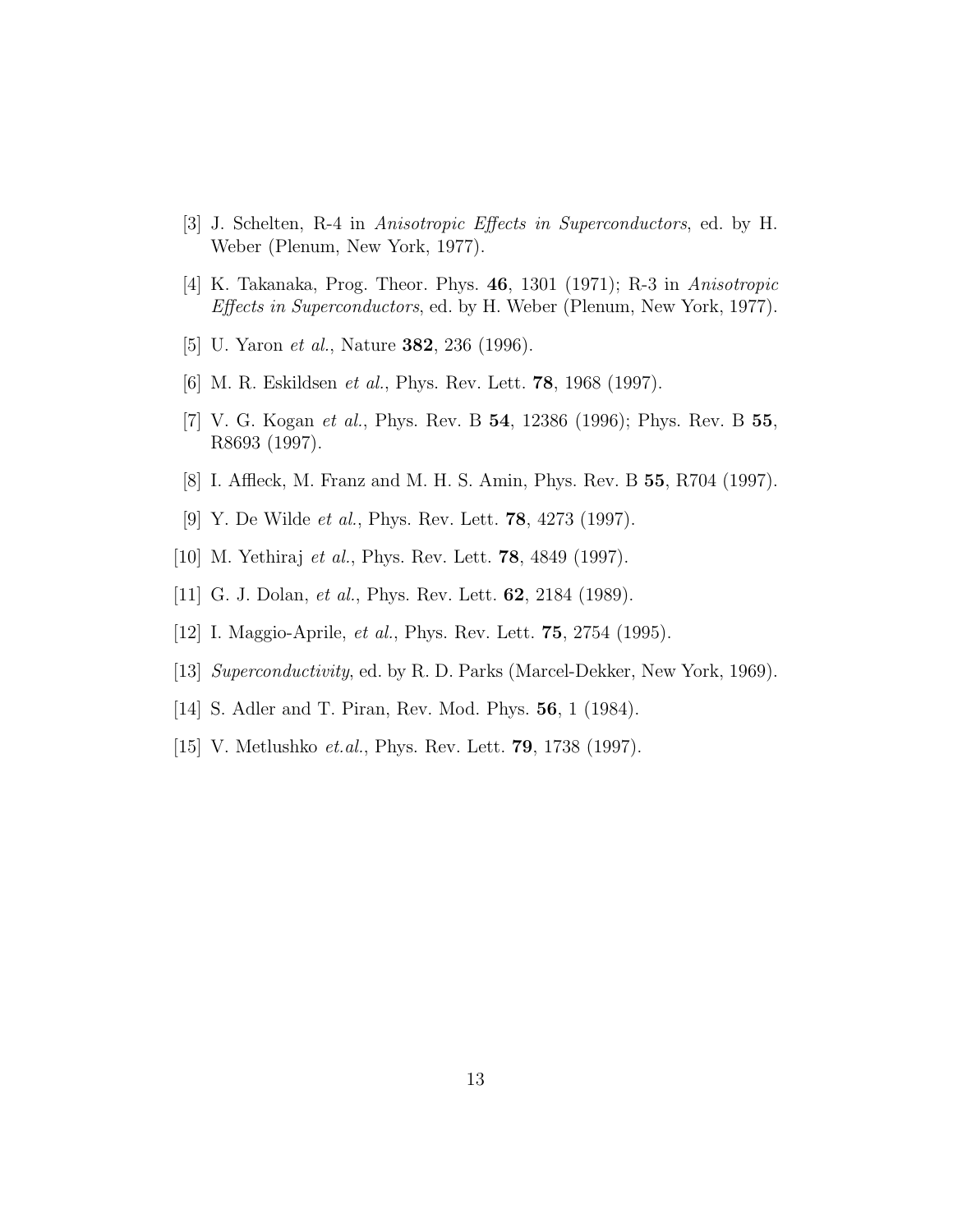[3] J. Schelten, R-4 in *Anisotropic Effects in Superconductors*, ed. by H. Weber (Plenum, New York, 1977).

[4] K. Takanaka, Prog. Theor. Phys. **46**, 1301 (1971); R-3 in *Anisotropic Effects in Superconductors*, ed. by H. Weber (Plenum, New York, 1977).

[5] U. Yaron *et al.*, Nature **382**, 236 (1996).

[6] M. R. Eskildsen *et al.*, Phys. Rev. Lett. **78**, 1968 (1997).

[7] V. G. Kogan *et al.*, Phys. Rev. B **54**, 12386 (1996); Phys. Rev. B **55**, R8693 (1997).

[8] I. Affleck, M. Franz and M. H. S. Amin, Phys. Rev. B **55**, R704 (1997).

[9] Y. De Wilde *et al.*, Phys. Rev. Lett. **78**, 4273 (1997).

[10] M. Yethiraj *et al.*, Phys. Rev. Lett. **78**, 4849 (1997).

[11] G. J. Dolan, *et al.*, Phys. Rev. Lett. **62**, 2184 (1989).

[12] I. Maggio-Aprile, *et al.*, Phys. Rev. Lett. **75**, 2754 (1995).

[13] *Superconductivity*, ed. by R. D. Parks (Marcel-Dekker, New York, 1969).

[14] S. Adler and T. Piran, Rev. Mod. Phys. **56**, 1 (1984).

[15] V. Metlushko *et.al.*, Phys. Rev. Lett. **79**, 1738 (1997).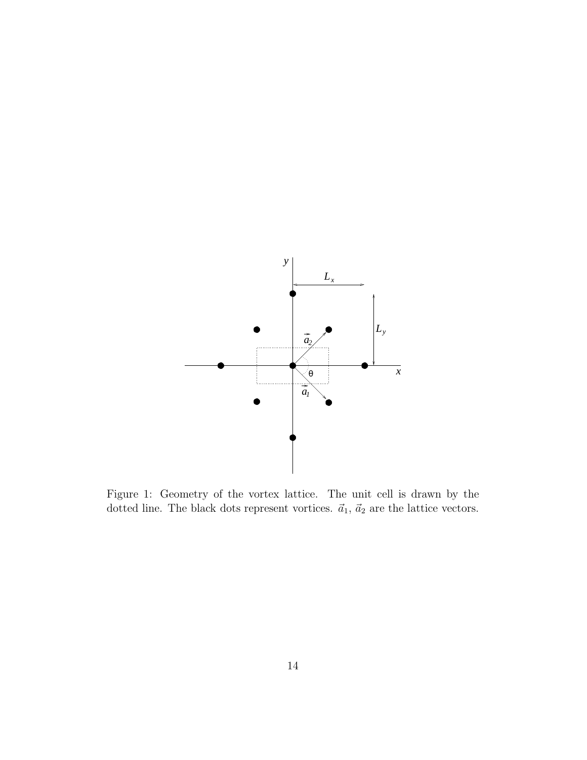Figure 1: Geometry of the vortex lattice. The unit cell is drawn by the dotted line. The black dots represent vortices. $\vec{a}_1$, $\vec{a}_2$ are the lattice vectors.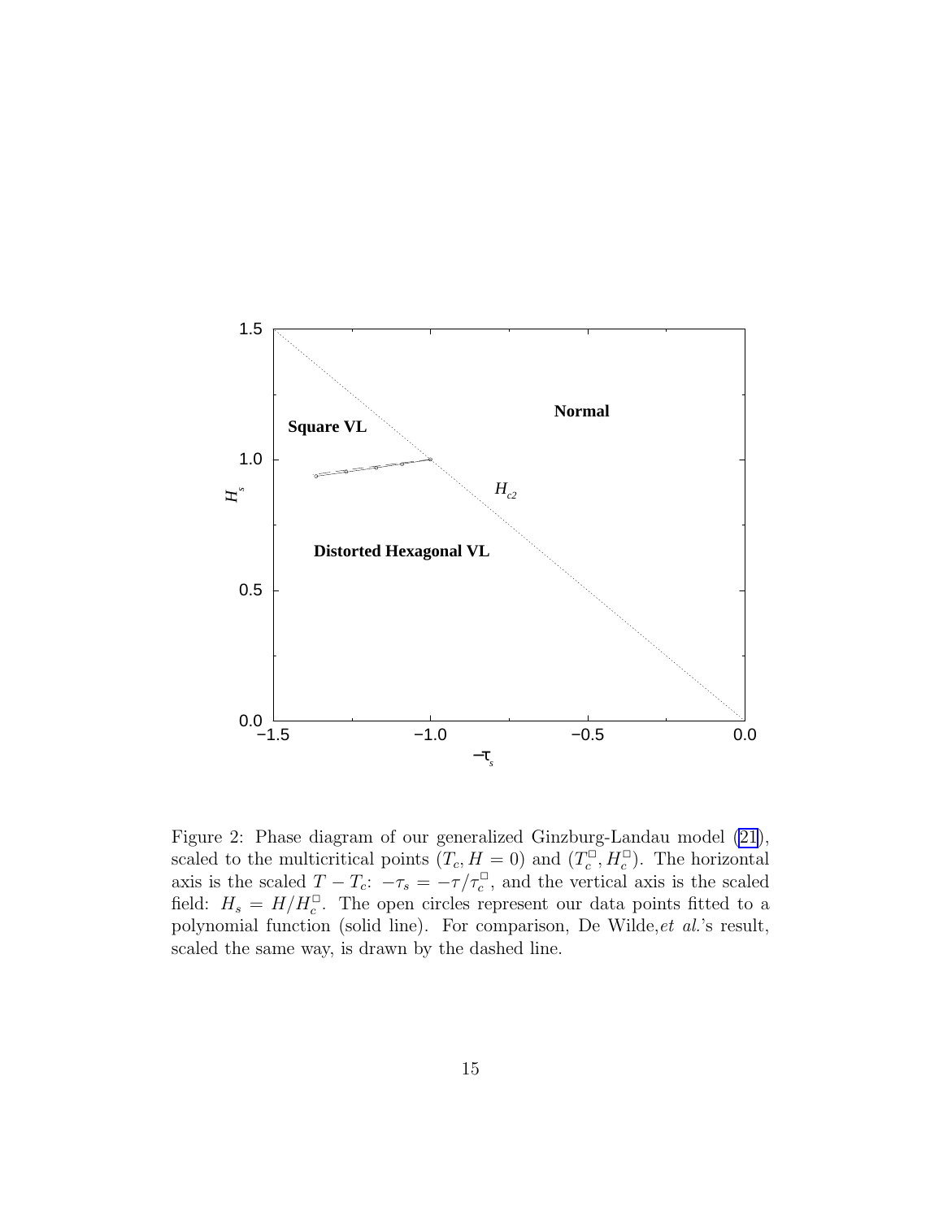1.5

1.0

0.5

0.0

−1.5

−1.0

−0.5

0.0

$H_s$

$-\tau_s$

Square VL

Normal

$H_{c2}$

Distorted Hexagonal VL

Figure 2: Phase diagram of our generalized Ginzburg-Landau model (21), scaled to the multicritical points ($T_c, H = 0$) and ($T_c^\square, H_c^\square$). The horizontal axis is the scaled $T - T_c$: $-\tau_s = -\tau/\tau_c^\square$, and the vertical axis is the scaled field: $H_s = H/H_c^\square$. The open circles represent our data points fitted to a polynomial function (solid line). For comparison, De Wilde,*et al.*'s result, scaled the same way, is drawn by the dashed line.